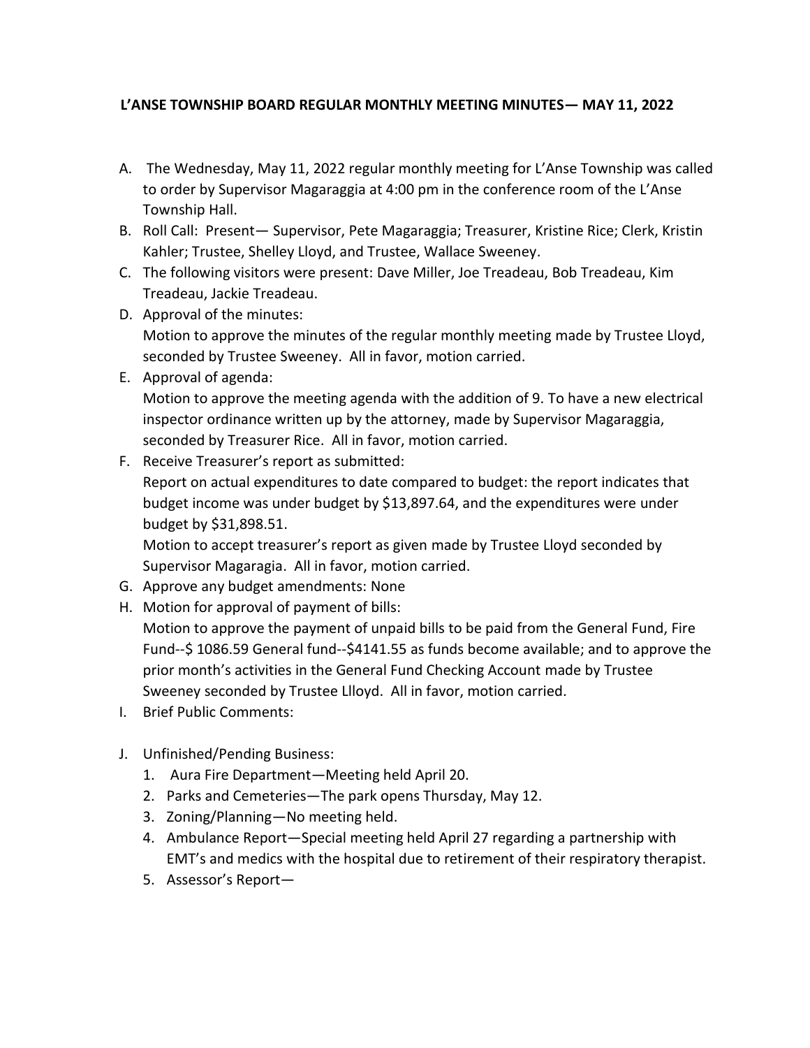**L'ANSE TOWNSHIP BOARD REGULAR MONTHLY MEETING MINUTES— MAY 11, 2022**

A. The Wednesday, May 11, 2022 regular monthly meeting for L'Anse Township was called to order by Supervisor Magaraggia at 4:00 pm in the conference room of the L'Anse Township Hall.

B. Roll Call: Present— Supervisor, Pete Magaraggia; Treasurer, Kristine Rice; Clerk, Kristin Kahler; Trustee, Shelley Lloyd, and Trustee, Wallace Sweeney.

C. The following visitors were present: Dave Miller, Joe Treadeau, Bob Treadeau, Kim Treadeau, Jackie Treadeau.

D. Approval of the minutes:
Motion to approve the minutes of the regular monthly meeting made by Trustee Lloyd, seconded by Trustee Sweeney. All in favor, motion carried.

E. Approval of agenda:
Motion to approve the meeting agenda with the addition of 9. To have a new electrical inspector ordinance written up by the attorney, made by Supervisor Magaraggia, seconded by Treasurer Rice. All in favor, motion carried.

F. Receive Treasurer's report as submitted:
Report on actual expenditures to date compared to budget: the report indicates that budget income was under budget by $13,897.64, and the expenditures were under budget by $31,898.51.
Motion to accept treasurer's report as given made by Trustee Lloyd seconded by Supervisor Magaragia. All in favor, motion carried.

G. Approve any budget amendments: None

H. Motion for approval of payment of bills:
Motion to approve the payment of unpaid bills to be paid from the General Fund, Fire Fund--$ 1086.59 General fund--$4141.55 as funds become available; and to approve the prior month's activities in the General Fund Checking Account made by Trustee Sweeney seconded by Trustee Llloyd. All in favor, motion carried.

I. Brief Public Comments:

J. Unfinished/Pending Business:
   1. Aura Fire Department—Meeting held April 20.
   2. Parks and Cemeteries—The park opens Thursday, May 12.
   3. Zoning/Planning—No meeting held.
   4. Ambulance Report—Special meeting held April 27 regarding a partnership with EMT's and medics with the hospital due to retirement of their respiratory therapist.
   5. Assessor's Report—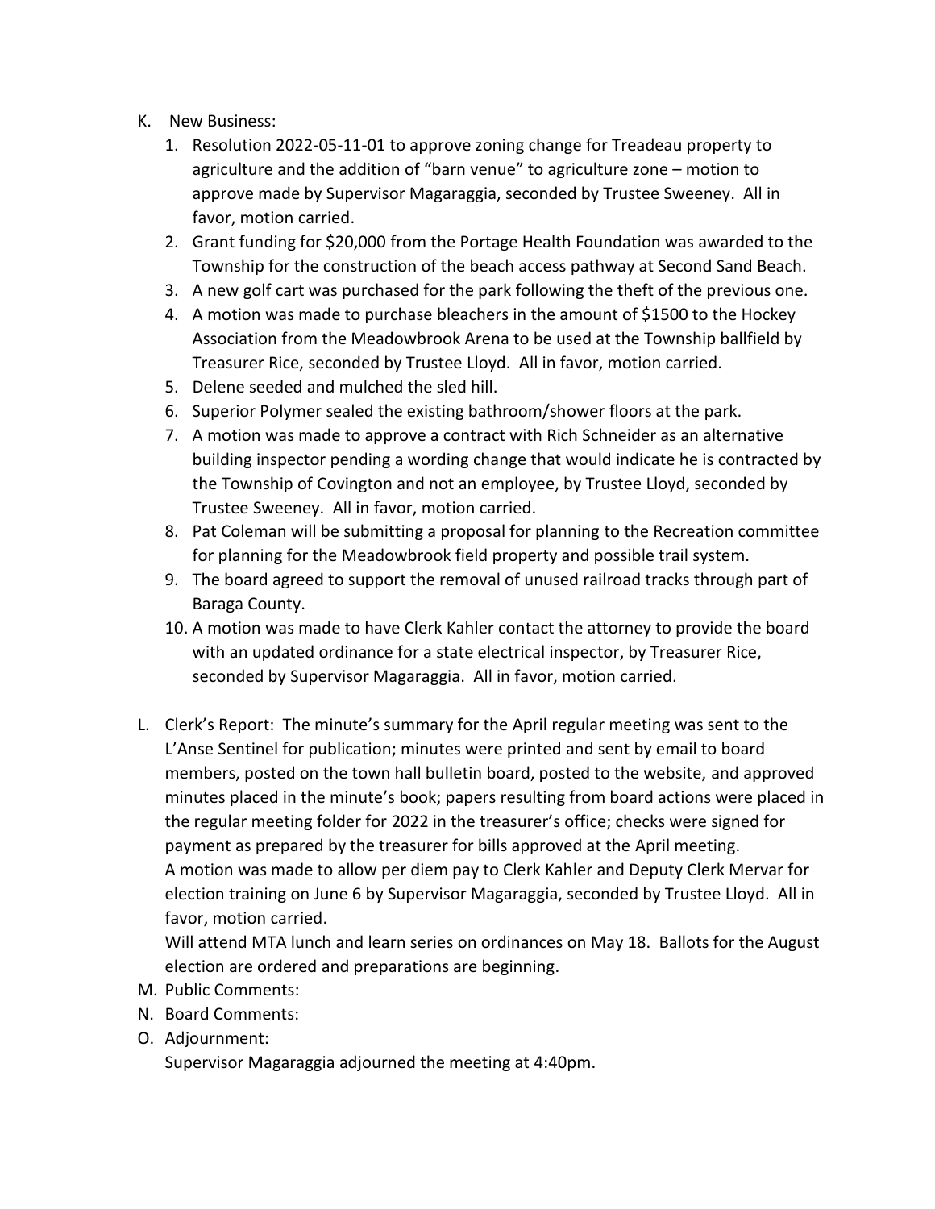K. New Business:
   1. Resolution 2022-05-11-01 to approve zoning change for Treadeau property to agriculture and the addition of "barn venue" to agriculture zone – motion to approve made by Supervisor Magaraggia, seconded by Trustee Sweeney. All in favor, motion carried.
   2. Grant funding for $20,000 from the Portage Health Foundation was awarded to the Township for the construction of the beach access pathway at Second Sand Beach.
   3. A new golf cart was purchased for the park following the theft of the previous one.
   4. A motion was made to purchase bleachers in the amount of $1500 to the Hockey Association from the Meadowbrook Arena to be used at the Township ballfield by Treasurer Rice, seconded by Trustee Lloyd. All in favor, motion carried.
   5. Delene seeded and mulched the sled hill.
   6. Superior Polymer sealed the existing bathroom/shower floors at the park.
   7. A motion was made to approve a contract with Rich Schneider as an alternative building inspector pending a wording change that would indicate he is contracted by the Township of Covington and not an employee, by Trustee Lloyd, seconded by Trustee Sweeney. All in favor, motion carried.
   8. Pat Coleman will be submitting a proposal for planning to the Recreation committee for planning for the Meadowbrook field property and possible trail system.
   9. The board agreed to support the removal of unused railroad tracks through part of Baraga County.
   10. A motion was made to have Clerk Kahler contact the attorney to provide the board with an updated ordinance for a state electrical inspector, by Treasurer Rice, seconded by Supervisor Magaraggia. All in favor, motion carried.

L. Clerk's Report: The minute's summary for the April regular meeting was sent to the L'Anse Sentinel for publication; minutes were printed and sent by email to board members, posted on the town hall bulletin board, posted to the website, and approved minutes placed in the minute's book; papers resulting from board actions were placed in the regular meeting folder for 2022 in the treasurer's office; checks were signed for payment as prepared by the treasurer for bills approved at the April meeting.
   A motion was made to allow per diem pay to Clerk Kahler and Deputy Clerk Mervar for election training on June 6 by Supervisor Magaraggia, seconded by Trustee Lloyd. All in favor, motion carried.
   Will attend MTA lunch and learn series on ordinances on May 18. Ballots for the August election are ordered and preparations are beginning.

M. Public Comments:

N. Board Comments:

O. Adjournment:
   Supervisor Magaraggia adjourned the meeting at 4:40pm.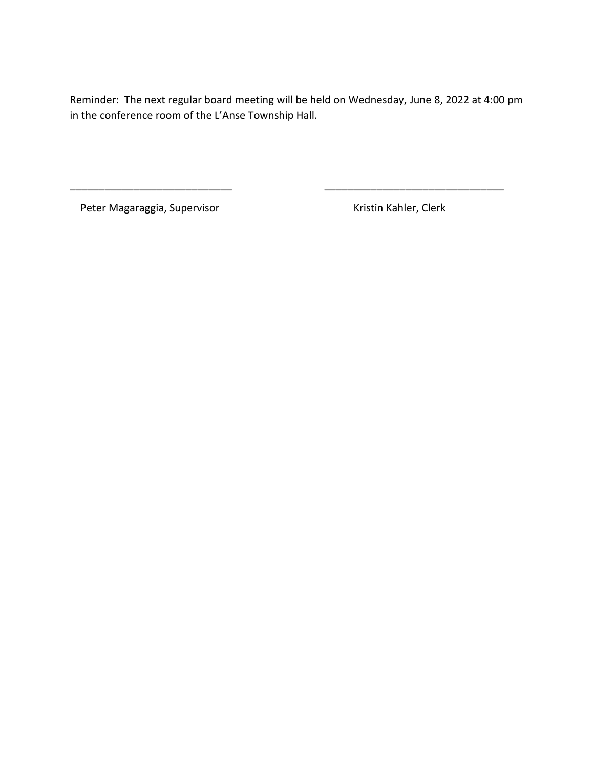Reminder: The next regular board meeting will be held on Wednesday, June 8, 2022 at 4:00 pm in the conference room of the L'Anse Township Hall.

\_\_\_\_\_\_\_\_\_\_\_\_\_\_\_\_\_\_\_\_\_\_\_\_\_\_\_\_\_\_

Peter Magaraggia, Supervisor

\_\_\_\_\_\_\_\_\_\_\_\_\_\_\_\_\_\_\_\_\_\_\_\_\_\_\_\_\_\_

Kristin Kahler, Clerk